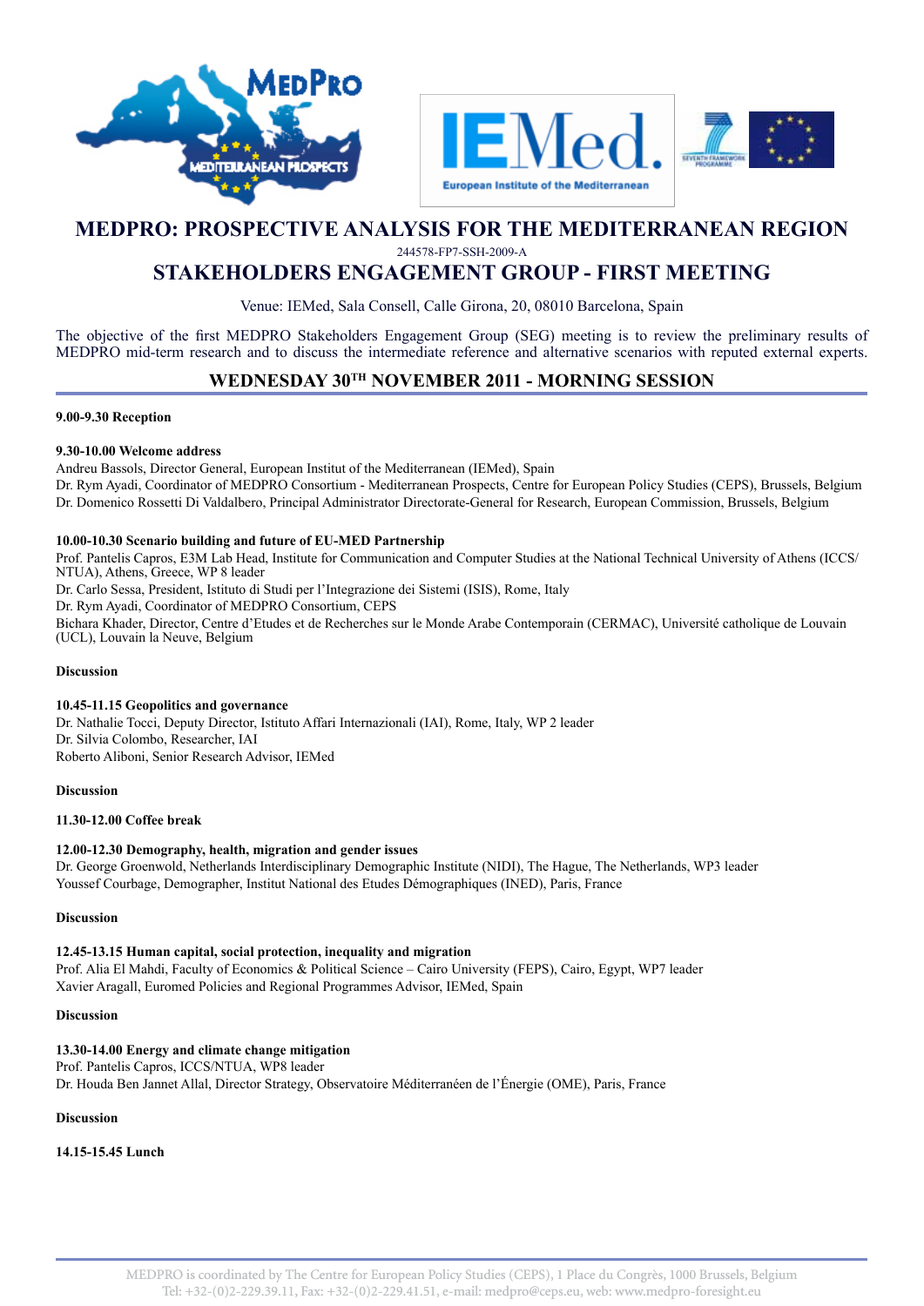# MEDPRO: PROSPECTIVE ANALYSIS FOR THE MEDITERRANEAN REGION

244578-FP7-SSH-2009-A

## STAKEHOLDERS ENGAGEMENT GROUP - FIRST MEETING

Venue: IEMed, Sala Consell, Calle Girona, 20, 08010 Barcelona, Spain

The objective of the first MEDPRO Stakeholders Engagement Group (SEG) meeting is to review the preliminary results of MEDPRO mid-term research and to discuss the intermediate reference and alternative scenarios with reputed external experts.

## WEDNESDAY 30TH NOVEMBER 2011 - MORNING SESSION

**9.00-9.30 Reception**

**9.30-10.00 Welcome address**

Andreu Bassols, Director General, European Institut of the Mediterranean (IEMed), Spain

Dr. Rym Ayadi, Coordinator of MEDPRO Consortium - Mediterranean Prospects, Centre for European Policy Studies (CEPS), Brussels, Belgium

Dr. Domenico Rossetti Di Valdalbero, Principal Administrator Directorate-General for Research, European Commission, Brussels, Belgium

**10.00-10.30 Scenario building and future of EU-MED Partnership**

Prof. Pantelis Capros, E3M Lab Head, Institute for Communication and Computer Studies at the National Technical University of Athens (ICCS/NTUA), Athens, Greece, WP 8 leader

Dr. Carlo Sessa, President, Istituto di Studi per l'Integrazione dei Sistemi (ISIS), Rome, Italy

Dr. Rym Ayadi, Coordinator of MEDPRO Consortium, CEPS

Bichara Khader, Director, Centre d'Etudes et de Recherches sur le Monde Arabe Contemporain (CERMAC), Université catholique de Louvain (UCL), Louvain la Neuve, Belgium

**Discussion**

**10.45-11.15 Geopolitics and governance**

Dr. Nathalie Tocci, Deputy Director, Istituto Affari Internazionali (IAI), Rome, Italy, WP 2 leader

Dr. Silvia Colombo, Researcher, IAI

Roberto Aliboni, Senior Research Advisor, IEMed

**Discussion**

**11.30-12.00 Coffee break**

**12.00-12.30 Demography, health, migration and gender issues**

Dr. George Groenwold, Netherlands Interdisciplinary Demographic Institute (NIDI), The Hague, The Netherlands, WP3 leader

Youssef Courbage, Demographer, Institut National des Etudes Démographiques (INED), Paris, France

**Discussion**

**12.45-13.15 Human capital, social protection, inequality and migration**

Prof. Alia El Mahdi, Faculty of Economics & Political Science – Cairo University (FEPS), Cairo, Egypt, WP7 leader

Xavier Aragall, Euromed Policies and Regional Programmes Advisor, IEMed, Spain

**Discussion**

**13.30-14.00 Energy and climate change mitigation**

Prof. Pantelis Capros, ICCS/NTUA, WP8 leader

Dr. Houda Ben Jannet Allal, Director Strategy, Observatoire Méditerranéen de l'Énergie (OME), Paris, France

**Discussion**

**14.15-15.45 Lunch**

MEDPRO is coordinated by The Centre for European Policy Studies (CEPS), 1 Place du Congrès, 1000 Brussels, Belgium
Tel: +32-(0)2-229.39.11, Fax: +32-(0)2-229.41.51, e-mail: medpro@ceps.eu, web: www.medpro-foresight.eu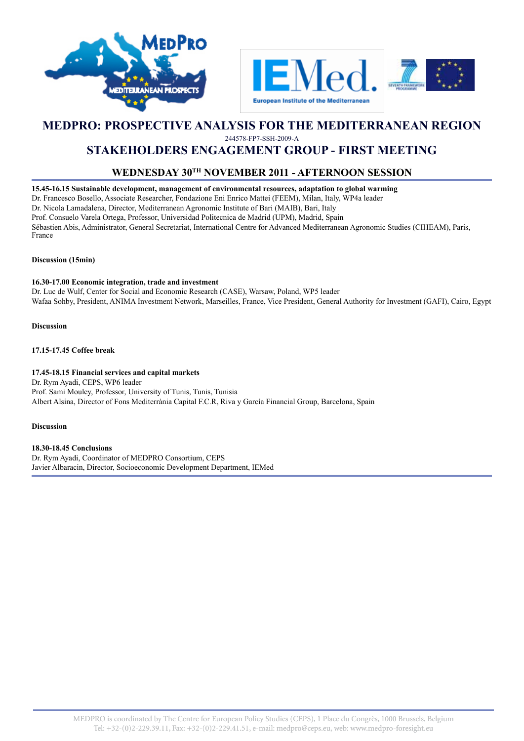# MEDPRO: PROSPECTIVE ANALYSIS FOR THE MEDITERRANEAN REGION

244578-FP7-SSH-2009-A

## STAKEHOLDERS ENGAGEMENT GROUP - FIRST MEETING

### WEDNESDAY 30TH NOVEMBER 2011 - AFTERNOON SESSION

**15.45-16.15 Sustainable development, management of environmental resources, adaptation to global warming**
Dr. Francesco Bosello, Associate Researcher, Fondazione Eni Enrico Mattei (FEEM), Milan, Italy, WP4a leader
Dr. Nicola Lamadalena, Director, Mediterranean Agronomic Institute of Bari (MAIB), Bari, Italy
Prof. Consuelo Varela Ortega, Professor, Universidad Politecnica de Madrid (UPM), Madrid, Spain
Sébastien Abis, Administrator, General Secretariat, International Centre for Advanced Mediterranean Agronomic Studies (CIHEAM), Paris, France

**Discussion (15min)**

**16.30-17.00 Economic integration, trade and investment**
Dr. Luc de Wulf, Center for Social and Economic Research (CASE), Warsaw, Poland, WP5 leader
Wafaa Sohby, President, ANIMA Investment Network, Marseilles, France, Vice President, General Authority for Investment (GAFI), Cairo, Egypt

**Discussion**

**17.15-17.45 Coffee break**

**17.45-18.15 Financial services and capital markets**
Dr. Rym Ayadi, CEPS, WP6 leader
Prof. Sami Mouley, Professor, University of Tunis, Tunis, Tunisia
Albert Alsina, Director of Fons Mediterrània Capital F.C.R, Riva y García Financial Group, Barcelona, Spain

**Discussion**

**18.30-18.45 Conclusions**
Dr. Rym Ayadi, Coordinator of MEDPRO Consortium, CEPS
Javier Albaracin, Director, Socioeconomic Development Department, IEMed

MEDPRO is coordinated by The Centre for European Policy Studies (CEPS), 1 Place du Congrès, 1000 Brussels, Belgium
Tel: +32-(0)2-229.39.11, Fax: +32-(0)2-229.41.51, e-mail: medpro@ceps.eu, web: www.medpro-foresight.eu